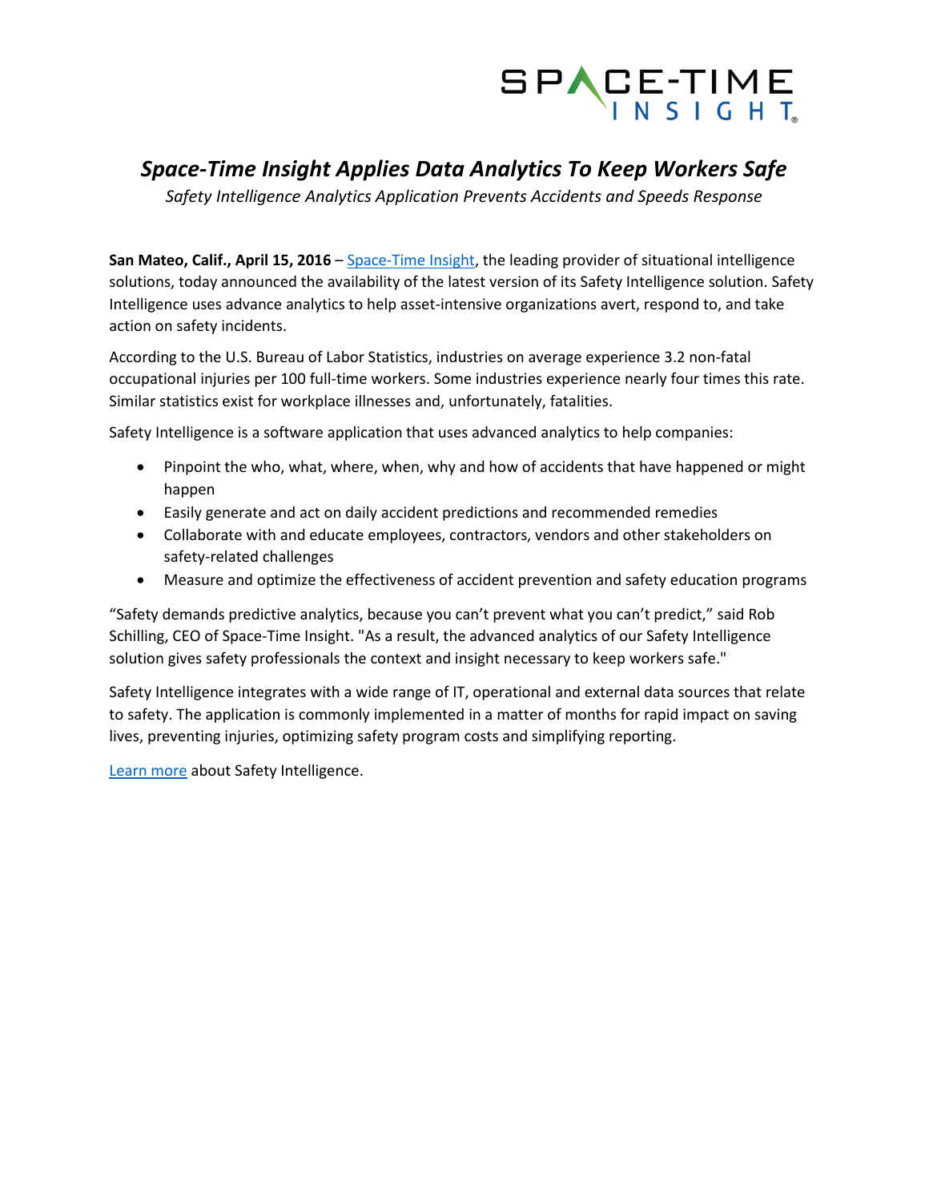SPACE-TIME INSIGHT

# *Space-Time Insight Applies Data Analytics To Keep Workers Safe*

*Safety Intelligence Analytics Application Prevents Accidents and Speeds Response*

**San Mateo, Calif., April 15, 2016** – Space-Time Insight, the leading provider of situational intelligence solutions, today announced the availability of the latest version of its Safety Intelligence solution. Safety Intelligence uses advance analytics to help asset-intensive organizations avert, respond to, and take action on safety incidents.

According to the U.S. Bureau of Labor Statistics, industries on average experience 3.2 non-fatal occupational injuries per 100 full-time workers. Some industries experience nearly four times this rate. Similar statistics exist for workplace illnesses and, unfortunately, fatalities.

Safety Intelligence is a software application that uses advanced analytics to help companies:

- Pinpoint the who, what, where, when, why and how of accidents that have happened or might happen
- Easily generate and act on daily accident predictions and recommended remedies
- Collaborate with and educate employees, contractors, vendors and other stakeholders on safety-related challenges
- Measure and optimize the effectiveness of accident prevention and safety education programs

"Safety demands predictive analytics, because you can't prevent what you can't predict," said Rob Schilling, CEO of Space-Time Insight. "As a result, the advanced analytics of our Safety Intelligence solution gives safety professionals the context and insight necessary to keep workers safe."

Safety Intelligence integrates with a wide range of IT, operational and external data sources that relate to safety. The application is commonly implemented in a matter of months for rapid impact on saving lives, preventing injuries, optimizing safety program costs and simplifying reporting.

Learn more about Safety Intelligence.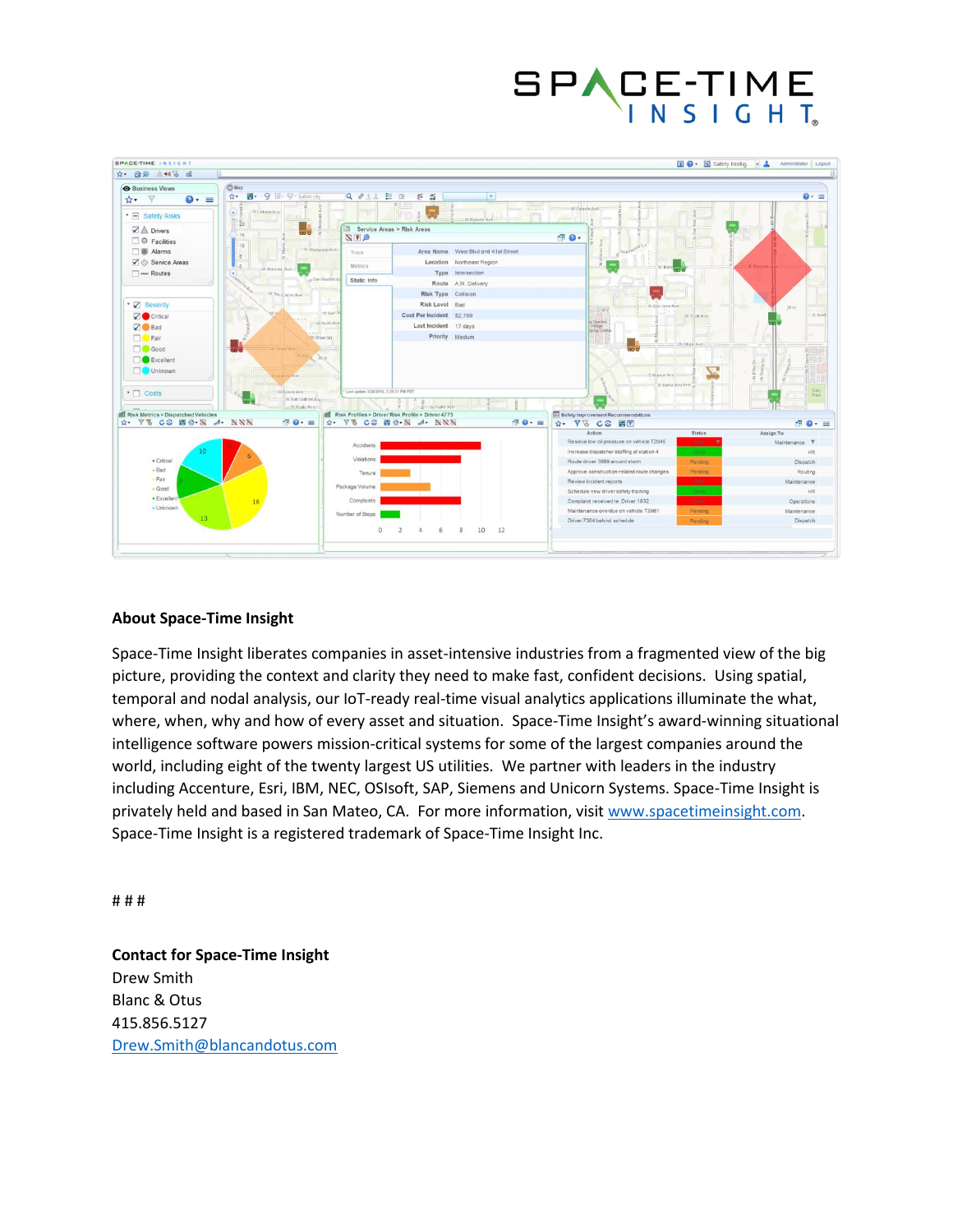## About Space-Time Insight

Space-Time Insight liberates companies in asset-intensive industries from a fragmented view of the big picture, providing the context and clarity they need to make fast, confident decisions. Using spatial, temporal and nodal analysis, our IoT-ready real-time visual analytics applications illuminate the what, where, when, why and how of every asset and situation. Space-Time Insight's award-winning situational intelligence software powers mission-critical systems for some of the largest companies around the world, including eight of the twenty largest US utilities. We partner with leaders in the industry including Accenture, Esri, IBM, NEC, OSIsoft, SAP, Siemens and Unicorn Systems. Space-Time Insight is privately held and based in San Mateo, CA. For more information, visit www.spacetimeinsight.com. Space-Time Insight is a registered trademark of Space-Time Insight Inc.

# # #

**Contact for Space-Time Insight**
Drew Smith
Blanc & Otus
415.856.5127
Drew.Smith@blancandotus.com